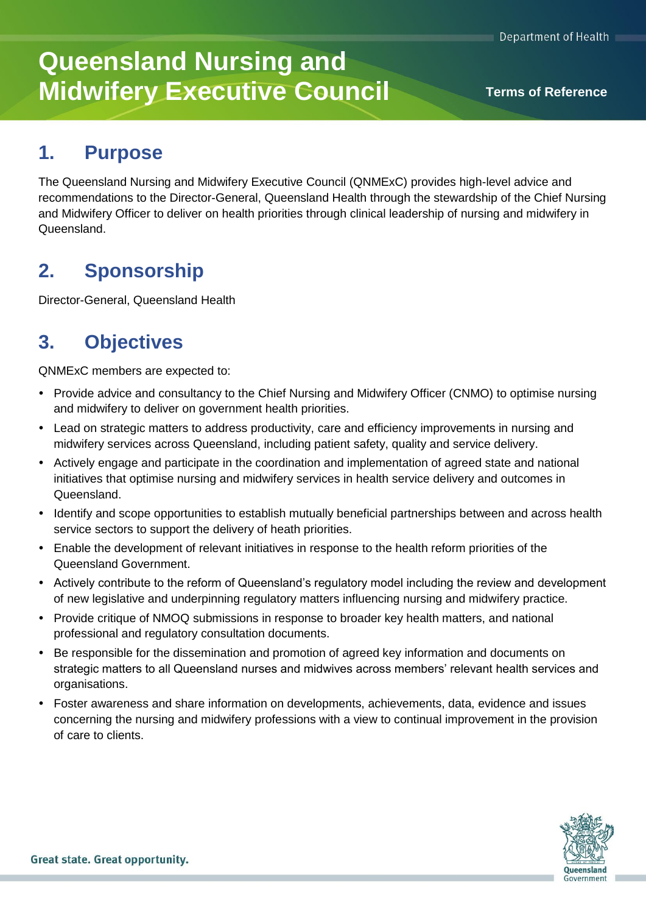# Queensland Nursing and Midwifery Executive Council

**Terms of Reference**

## 1. Purpose

The Queensland Nursing and Midwifery Executive Council (QNMExC) provides high-level advice and recommendations to the Director-General, Queensland Health through the stewardship of the Chief Nursing and Midwifery Officer to deliver on health priorities through clinical leadership of nursing and midwifery in Queensland.

## 2. Sponsorship

Director-General, Queensland Health

## 3. Objectives

QNMExC members are expected to:

- Provide advice and consultancy to the Chief Nursing and Midwifery Officer (CNMO) to optimise nursing and midwifery to deliver on government health priorities.
- Lead on strategic matters to address productivity, care and efficiency improvements in nursing and midwifery services across Queensland, including patient safety, quality and service delivery.
- Actively engage and participate in the coordination and implementation of agreed state and national initiatives that optimise nursing and midwifery services in health service delivery and outcomes in Queensland.
- Identify and scope opportunities to establish mutually beneficial partnerships between and across health service sectors to support the delivery of heath priorities.
- Enable the development of relevant initiatives in response to the health reform priorities of the Queensland Government.
- Actively contribute to the reform of Queensland's regulatory model including the review and development of new legislative and underpinning regulatory matters influencing nursing and midwifery practice.
- Provide critique of NMOQ submissions in response to broader key health matters, and national professional and regulatory consultation documents.
- Be responsible for the dissemination and promotion of agreed key information and documents on strategic matters to all Queensland nurses and midwives across members' relevant health services and organisations.
- Foster awareness and share information on developments, achievements, data, evidence and issues concerning the nursing and midwifery professions with a view to continual improvement in the provision of care to clients.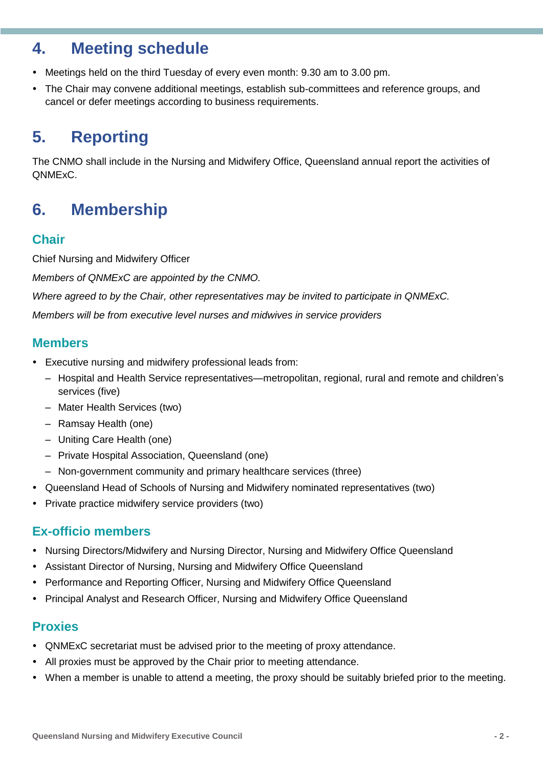# 4. Meeting schedule

- Meetings held on the third Tuesday of every even month: 9.30 am to 3.00 pm.
- The Chair may convene additional meetings, establish sub-committees and reference groups, and cancel or defer meetings according to business requirements.

# 5. Reporting

The CNMO shall include in the Nursing and Midwifery Office, Queensland annual report the activities of QNMExC.

# 6. Membership

## Chair

Chief Nursing and Midwifery Officer

*Members of QNMExC are appointed by the CNMO.*

*Where agreed to by the Chair, other representatives may be invited to participate in QNMExC.*

*Members will be from executive level nurses and midwives in service providers*

## Members

- Executive nursing and midwifery professional leads from:
  - Hospital and Health Service representatives—metropolitan, regional, rural and remote and children's services (five)
  - Mater Health Services (two)
  - Ramsay Health (one)
  - Uniting Care Health (one)
  - Private Hospital Association, Queensland (one)
  - Non-government community and primary healthcare services (three)
- Queensland Head of Schools of Nursing and Midwifery nominated representatives (two)
- Private practice midwifery service providers (two)

## Ex-officio members

- Nursing Directors/Midwifery and Nursing Director, Nursing and Midwifery Office Queensland
- Assistant Director of Nursing, Nursing and Midwifery Office Queensland
- Performance and Reporting Officer, Nursing and Midwifery Office Queensland
- Principal Analyst and Research Officer, Nursing and Midwifery Office Queensland

## Proxies

- QNMExC secretariat must be advised prior to the meeting of proxy attendance.
- All proxies must be approved by the Chair prior to meeting attendance.
- When a member is unable to attend a meeting, the proxy should be suitably briefed prior to the meeting.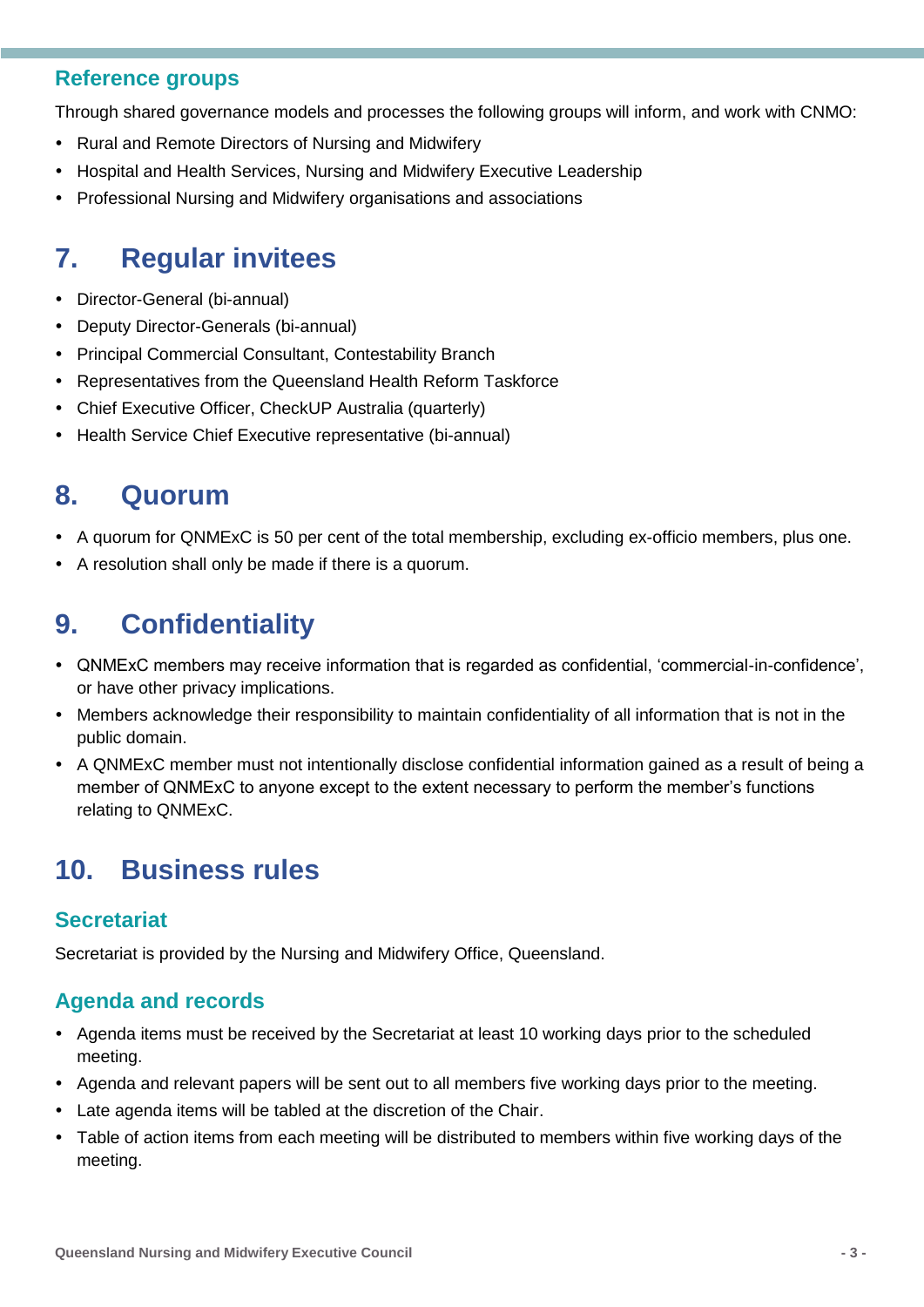### Reference groups

Through shared governance models and processes the following groups will inform, and work with CNMO:

- Rural and Remote Directors of Nursing and Midwifery
- Hospital and Health Services, Nursing and Midwifery Executive Leadership
- Professional Nursing and Midwifery organisations and associations

## 7. Regular invitees

- Director-General (bi-annual)
- Deputy Director-Generals (bi-annual)
- Principal Commercial Consultant, Contestability Branch
- Representatives from the Queensland Health Reform Taskforce
- Chief Executive Officer, CheckUP Australia (quarterly)
- Health Service Chief Executive representative (bi-annual)

## 8. Quorum

- A quorum for QNMExC is 50 per cent of the total membership, excluding ex-officio members, plus one.
- A resolution shall only be made if there is a quorum.

## 9. Confidentiality

- QNMExC members may receive information that is regarded as confidential, 'commercial-in-confidence', or have other privacy implications.
- Members acknowledge their responsibility to maintain confidentiality of all information that is not in the public domain.
- A QNMExC member must not intentionally disclose confidential information gained as a result of being a member of QNMExC to anyone except to the extent necessary to perform the member's functions relating to QNMExC.

## 10. Business rules

### Secretariat

Secretariat is provided by the Nursing and Midwifery Office, Queensland.

### Agenda and records

- Agenda items must be received by the Secretariat at least 10 working days prior to the scheduled meeting.
- Agenda and relevant papers will be sent out to all members five working days prior to the meeting.
- Late agenda items will be tabled at the discretion of the Chair.
- Table of action items from each meeting will be distributed to members within five working days of the meeting.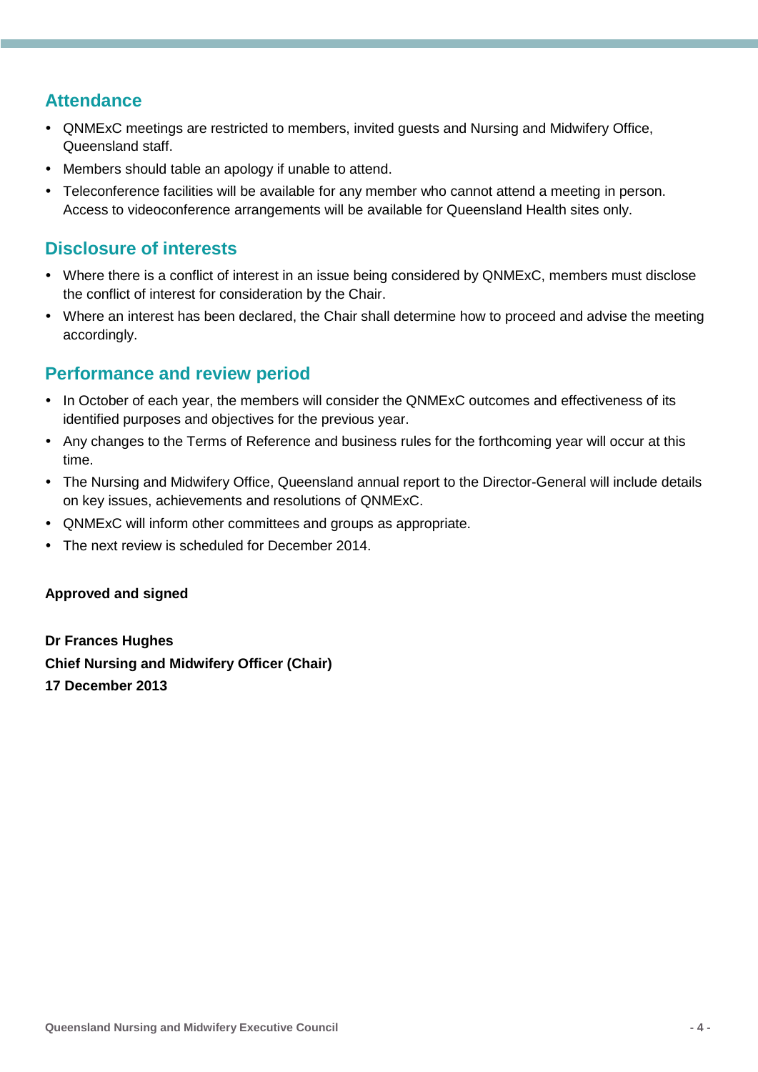## Attendance

- QNMExC meetings are restricted to members, invited guests and Nursing and Midwifery Office, Queensland staff.
- Members should table an apology if unable to attend.
- Teleconference facilities will be available for any member who cannot attend a meeting in person. Access to videoconference arrangements will be available for Queensland Health sites only.

## Disclosure of interests

- Where there is a conflict of interest in an issue being considered by QNMExC, members must disclose the conflict of interest for consideration by the Chair.
- Where an interest has been declared, the Chair shall determine how to proceed and advise the meeting accordingly.

## Performance and review period

- In October of each year, the members will consider the QNMExC outcomes and effectiveness of its identified purposes and objectives for the previous year.
- Any changes to the Terms of Reference and business rules for the forthcoming year will occur at this time.
- The Nursing and Midwifery Office, Queensland annual report to the Director-General will include details on key issues, achievements and resolutions of QNMExC.
- QNMExC will inform other committees and groups as appropriate.
- The next review is scheduled for December 2014.

**Approved and signed**

**Dr Frances Hughes**
**Chief Nursing and Midwifery Officer (Chair)**
**17 December 2013**